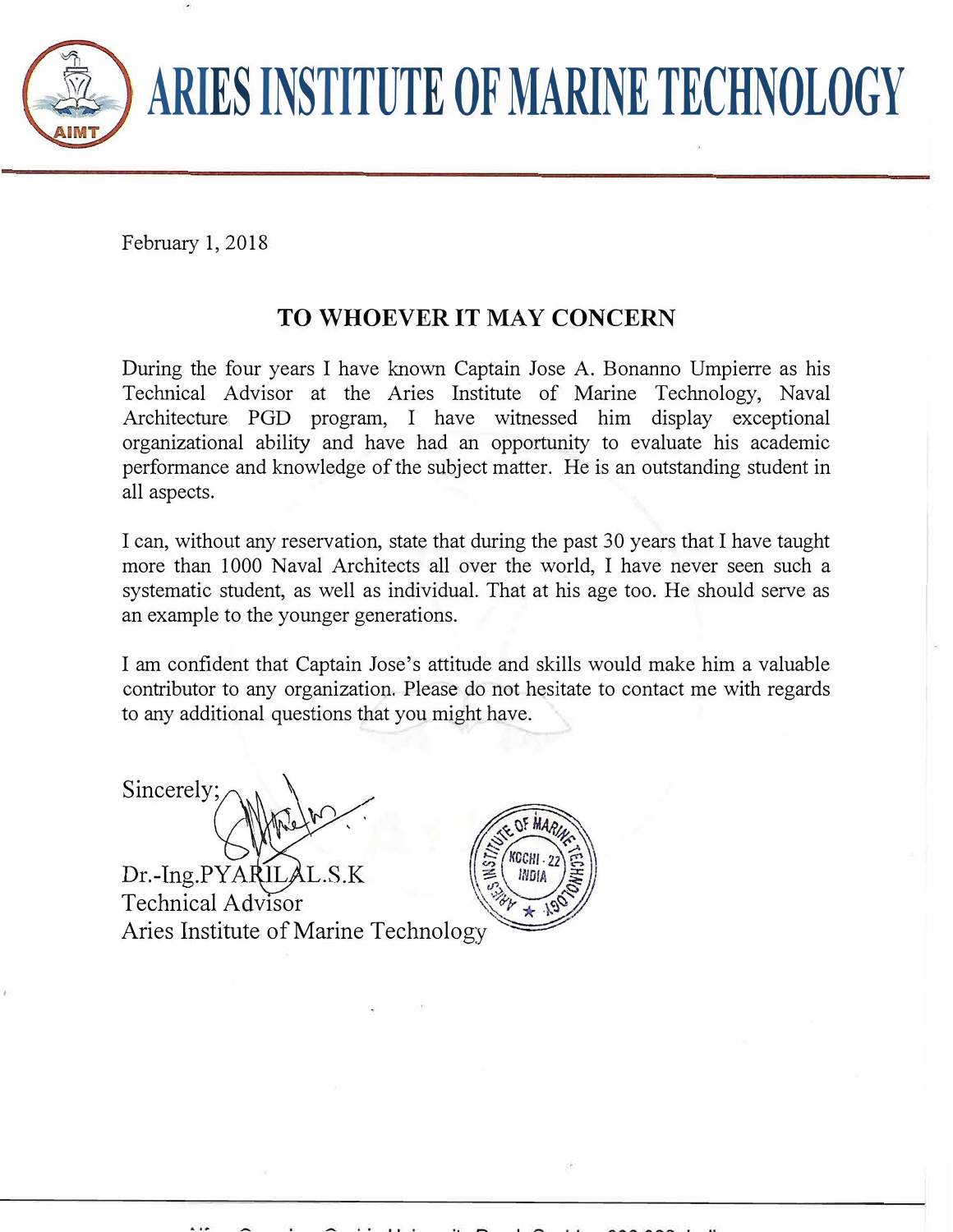# ARIES INSTITUTE OF MARINE TECHNOLOGY

February 1, 2018

## TO WHOEVER IT MAY CONCERN

During the four years I have known Captain Jose A. Bonanno Umpierre as his Technical Advisor at the Aries Institute of Marine Technology, Naval Architecture PGD program, I have witnessed him display exceptional organizational ability and have had an opportunity to evaluate his academic performance and knowledge of the subject matter. He is an outstanding student in all aspects.

I can, without any reservation, state that during the past 30 years that I have taught more than 1000 Naval Architects all over the world, I have never seen such a systematic student, as well as individual. That at his age too. He should serve as an example to the younger generations.

I am confident that Captain Jose's attitude and skills would make him a valuable contributor to any organization. Please do not hesitate to contact me with regards to any additional questions that you might have.

Sincerely;

Dr.-Ing.PYARILAL.S.K
Technical Advisor
Aries Institute of Marine Technology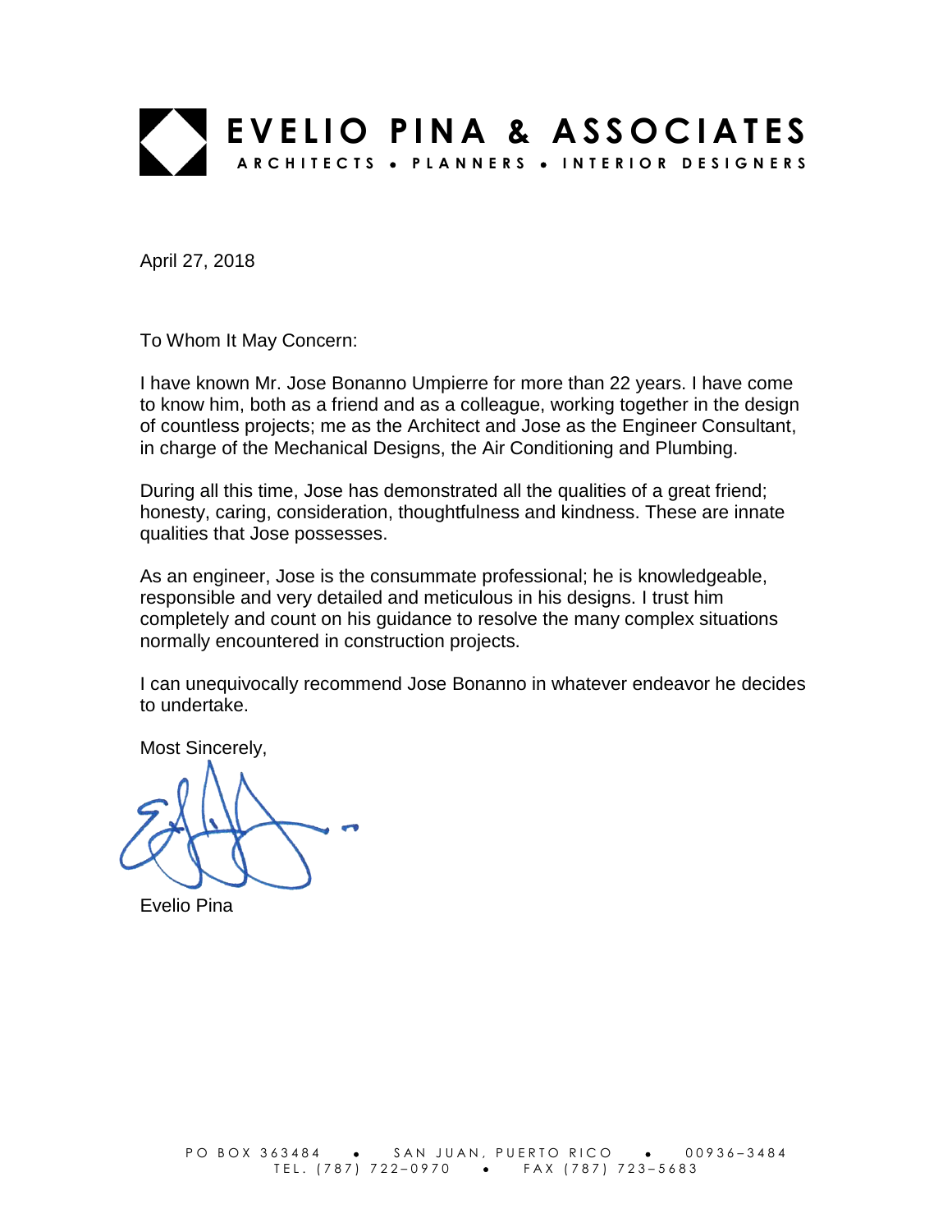# EVELIO PINA & ASSOCIATES

**ARCHITECTS • PLANNERS • INTERIOR DESIGNERS**

April 27, 2018

To Whom It May Concern:

I have known Mr. Jose Bonanno Umpierre for more than 22 years. I have come to know him, both as a friend and as a colleague, working together in the design of countless projects; me as the Architect and Jose as the Engineer Consultant, in charge of the Mechanical Designs, the Air Conditioning and Plumbing.

During all this time, Jose has demonstrated all the qualities of a great friend; honesty, caring, consideration, thoughtfulness and kindness. These are innate qualities that Jose possesses.

As an engineer, Jose is the consummate professional; he is knowledgeable, responsible and very detailed and meticulous in his designs. I trust him completely and count on his guidance to resolve the many complex situations normally encountered in construction projects.

I can unequivocally recommend Jose Bonanno in whatever endeavor he decides to undertake.

Most Sincerely,

Evelio Pina

PO BOX 363484 • SAN JUAN, PUERTO RICO • 00936-3484
TEL. (787) 722-0970 • FAX (787) 723-5683